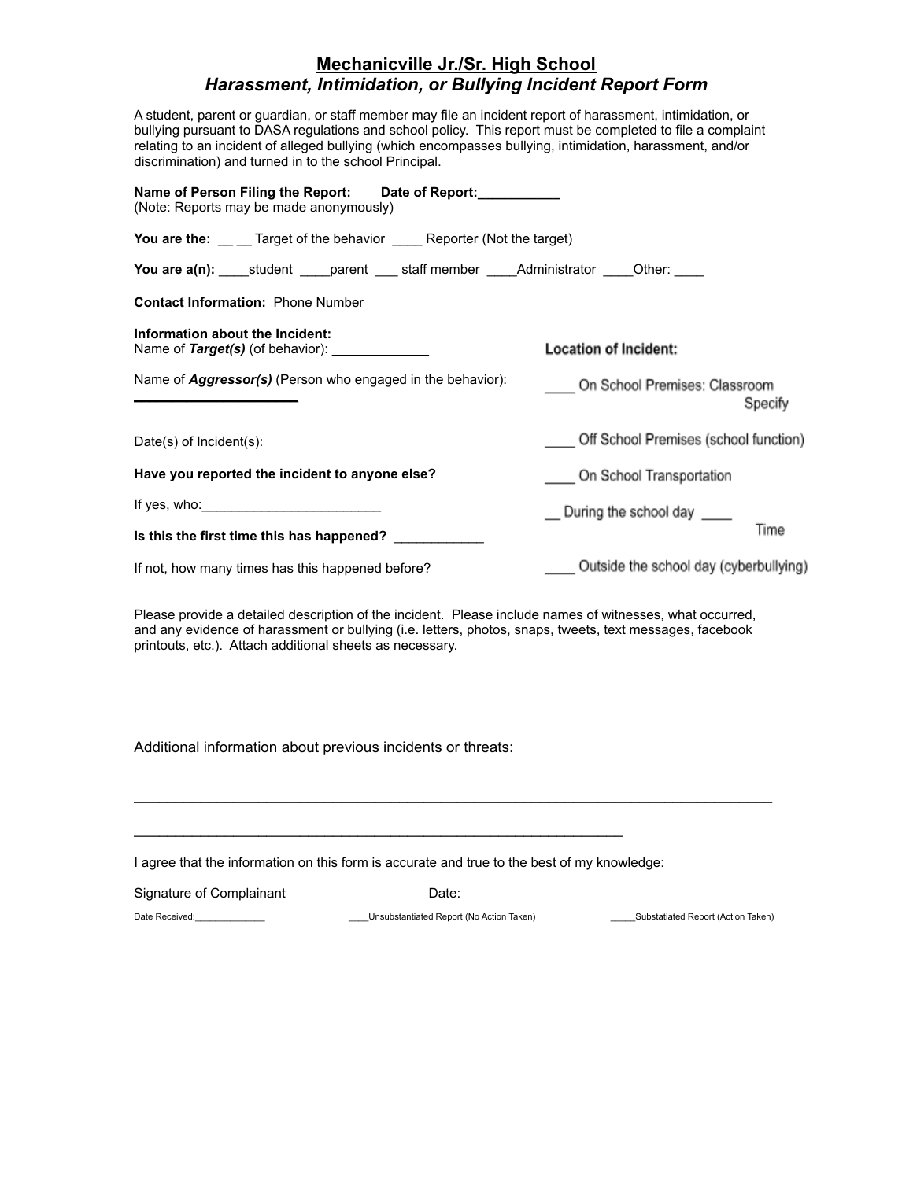# Mechanicville Jr./Sr. High School

## *Harassment, Intimidation, or Bullying Incident Report Form*

A student, parent or guardian, or staff member may file an incident report of harassment, intimidation, or bullying pursuant to DASA regulations and school policy. This report must be completed to file a complaint relating to an incident of alleged bullying (which encompasses bullying, intimidation, harassment, and/or discrimination) and turned in to the school Principal.

**Name of Person Filing the Report:** **Date of Report:**___________
(Note: Reports may be made anonymously)

**You are the:** __ __ Target of the behavior ____ Reporter (Not the target)

**You are a(n):** ____student ____parent ___ staff member ____Administrator ____Other: ____

**Contact Information:** Phone Number

**Information about the Incident:**
Name of ***Target(s)*** (of behavior): _____________

Name of ***Aggressor(s)*** (Person who engaged in the behavior): ______________________

Date(s) of Incident(s):

**Have you reported the incident to anyone else?**

If yes, who:________________________

**Is this the first time this has happened?** ____________

If not, how many times has this happened before?

**Location of Incident:**

____ On School Premises: Classroom
Specify

____ Off School Premises (school function)

____ On School Transportation

__ During the school day ____
Time

____ Outside the school day (cyberbullying)

Please provide a detailed description of the incident. Please include names of witnesses, what occurred, and any evidence of harassment or bullying (i.e. letters, photos, snaps, tweets, text messages, facebook printouts, etc.). Attach additional sheets as necessary.

Additional information about previous incidents or threats:

_____________________________________________________________________________________

________________________________________________________________

I agree that the information on this form is accurate and true to the best of my knowledge:

Signature of Complainant Date:

Date Received:_____________ ____Unsubstantiated Report (No Action Taken) _____Substatiated Report (Action Taken)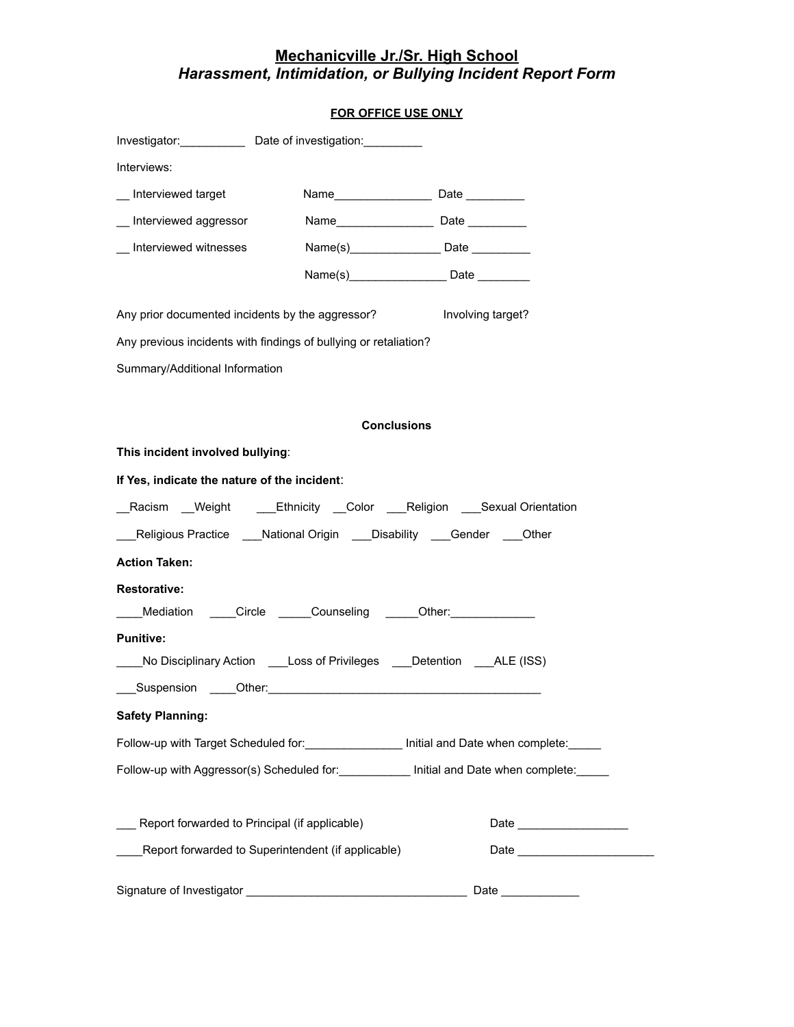# Mechanicville Jr./Sr. High School

## *Harassment, Intimidation, or Bullying Incident Report Form*

**FOR OFFICE USE ONLY**

Investigator:__________ Date of investigation:_________

Interviews:

__ Interviewed target Name_______________ Date _________

__ Interviewed aggressor Name_______________ Date _________

__ Interviewed witnesses Name(s)______________ Date _________

Name(s)_______________ Date ________

Any prior documented incidents by the aggressor? Involving target?

Any previous incidents with findings of bullying or retaliation?

Summary/Additional Information

**Conclusions**

**This incident involved bullying**:

**If Yes, indicate the nature of the incident**:

__Racism __Weight ___Ethnicity __Color ___Religion ___Sexual Orientation

___Religious Practice ___National Origin ___Disability ___Gender ___Other

**Action Taken:**

**Restorative:**

____Mediation ____Circle _____Counseling _____Other:_____________

**Punitive:**

____No Disciplinary Action ___Loss of Privileges ___Detention ___ALE (ISS)

___Suspension ____Other:___________________________________________

**Safety Planning:**

Follow-up with Target Scheduled for:_______________ Initial and Date when complete:_____

Follow-up with Aggressor(s) Scheduled for:___________ Initial and Date when complete:_____

___ Report forwarded to Principal (if applicable) Date _________________

____Report forwarded to Superintendent (if applicable) Date _____________________

Signature of Investigator __________________________________ Date ____________